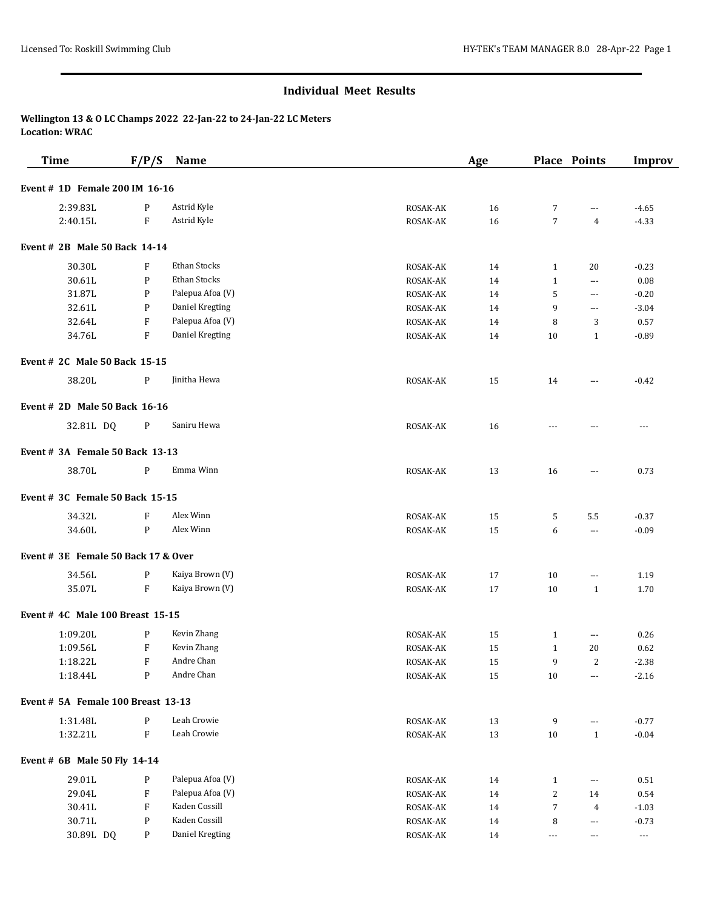# Individual Meet Results

**Wellington 13 & O LC Champs 2022 22-Jan-22 to 24-Jan-22 LC Meters**
**Location: WRAC**

| Time | F/P/S | Name | | Age | Place | Points | Improv |
|---|---|---|---|---|---|---|---|
| **Event # 1D Female 200 IM 16-16** | | | | | | | |
| 2:39.83L | P | Astrid Kyle | ROSAK-AK | 16 | 7 | --- | -4.65 |
| 2:40.15L | F | Astrid Kyle | ROSAK-AK | 16 | 7 | 4 | -4.33 |
| **Event # 2B Male 50 Back 14-14** | | | | | | | |
| 30.30L | F | Ethan Stocks | ROSAK-AK | 14 | 1 | 20 | -0.23 |
| 30.61L | P | Ethan Stocks | ROSAK-AK | 14 | 1 | --- | 0.08 |
| 31.87L | P | Palepua Afoa (V) | ROSAK-AK | 14 | 5 | --- | -0.20 |
| 32.61L | P | Daniel Kregting | ROSAK-AK | 14 | 9 | --- | -3.04 |
| 32.64L | F | Palepua Afoa (V) | ROSAK-AK | 14 | 8 | 3 | 0.57 |
| 34.76L | F | Daniel Kregting | ROSAK-AK | 14 | 10 | 1 | -0.89 |
| **Event # 2C Male 50 Back 15-15** | | | | | | | |
| 38.20L | P | Jinitha Hewa | ROSAK-AK | 15 | 14 | --- | -0.42 |
| **Event # 2D Male 50 Back 16-16** | | | | | | | |
| 32.81L DQ | P | Saniru Hewa | ROSAK-AK | 16 | --- | --- | --- |
| **Event # 3A Female 50 Back 13-13** | | | | | | | |
| 38.70L | P | Emma Winn | ROSAK-AK | 13 | 16 | --- | 0.73 |
| **Event # 3C Female 50 Back 15-15** | | | | | | | |
| 34.32L | F | Alex Winn | ROSAK-AK | 15 | 5 | 5.5 | -0.37 |
| 34.60L | P | Alex Winn | ROSAK-AK | 15 | 6 | --- | -0.09 |
| **Event # 3E Female 50 Back 17 & Over** | | | | | | | |
| 34.56L | P | Kaiya Brown (V) | ROSAK-AK | 17 | 10 | --- | 1.19 |
| 35.07L | F | Kaiya Brown (V) | ROSAK-AK | 17 | 10 | 1 | 1.70 |
| **Event # 4C Male 100 Breast 15-15** | | | | | | | |
| 1:09.20L | P | Kevin Zhang | ROSAK-AK | 15 | 1 | --- | 0.26 |
| 1:09.56L | F | Kevin Zhang | ROSAK-AK | 15 | 1 | 20 | 0.62 |
| 1:18.22L | F | Andre Chan | ROSAK-AK | 15 | 9 | 2 | -2.38 |
| 1:18.44L | P | Andre Chan | ROSAK-AK | 15 | 10 | --- | -2.16 |
| **Event # 5A Female 100 Breast 13-13** | | | | | | | |
| 1:31.48L | P | Leah Crowie | ROSAK-AK | 13 | 9 | --- | -0.77 |
| 1:32.21L | F | Leah Crowie | ROSAK-AK | 13 | 10 | 1 | -0.04 |
| **Event # 6B Male 50 Fly 14-14** | | | | | | | |
| 29.01L | P | Palepua Afoa (V) | ROSAK-AK | 14 | 1 | --- | 0.51 |
| 29.04L | F | Palepua Afoa (V) | ROSAK-AK | 14 | 2 | 14 | 0.54 |
| 30.41L | F | Kaden Cossill | ROSAK-AK | 14 | 7 | 4 | -1.03 |
| 30.71L | P | Kaden Cossill | ROSAK-AK | 14 | 8 | --- | -0.73 |
| 30.89L DQ | P | Daniel Kregting | ROSAK-AK | 14 | --- | --- | --- |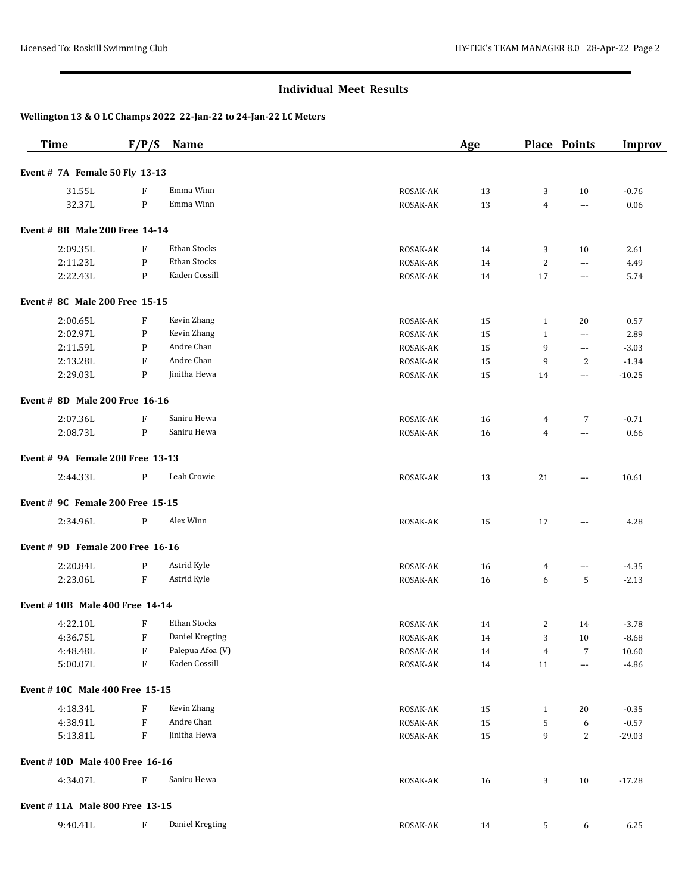## Individual Meet Results

**Wellington 13 & O LC Champs 2022 22-Jan-22 to 24-Jan-22 LC Meters**

| Time | F/P/S | Name | | Age | Place | Points | Improv |
|---|---|---|---|---|---|---|---|
| **Event # 7A Female 50 Fly 13-13** | | | | | | | |
| 31.55L | F | Emma Winn | ROSAK-AK | 13 | 3 | 10 | -0.76 |
| 32.37L | P | Emma Winn | ROSAK-AK | 13 | 4 | --- | 0.06 |
| **Event # 8B Male 200 Free 14-14** | | | | | | | |
| 2:09.35L | F | Ethan Stocks | ROSAK-AK | 14 | 3 | 10 | 2.61 |
| 2:11.23L | P | Ethan Stocks | ROSAK-AK | 14 | 2 | --- | 4.49 |
| 2:22.43L | P | Kaden Cossill | ROSAK-AK | 14 | 17 | --- | 5.74 |
| **Event # 8C Male 200 Free 15-15** | | | | | | | |
| 2:00.65L | F | Kevin Zhang | ROSAK-AK | 15 | 1 | 20 | 0.57 |
| 2:02.97L | P | Kevin Zhang | ROSAK-AK | 15 | 1 | --- | 2.89 |
| 2:11.59L | P | Andre Chan | ROSAK-AK | 15 | 9 | --- | -3.03 |
| 2:13.28L | F | Andre Chan | ROSAK-AK | 15 | 9 | 2 | -1.34 |
| 2:29.03L | P | Jinitha Hewa | ROSAK-AK | 15 | 14 | --- | -10.25 |
| **Event # 8D Male 200 Free 16-16** | | | | | | | |
| 2:07.36L | F | Saniru Hewa | ROSAK-AK | 16 | 4 | 7 | -0.71 |
| 2:08.73L | P | Saniru Hewa | ROSAK-AK | 16 | 4 | --- | 0.66 |
| **Event # 9A Female 200 Free 13-13** | | | | | | | |
| 2:44.33L | P | Leah Crowie | ROSAK-AK | 13 | 21 | --- | 10.61 |
| **Event # 9C Female 200 Free 15-15** | | | | | | | |
| 2:34.96L | P | Alex Winn | ROSAK-AK | 15 | 17 | --- | 4.28 |
| **Event # 9D Female 200 Free 16-16** | | | | | | | |
| 2:20.84L | P | Astrid Kyle | ROSAK-AK | 16 | 4 | --- | -4.35 |
| 2:23.06L | F | Astrid Kyle | ROSAK-AK | 16 | 6 | 5 | -2.13 |
| **Event # 10B Male 400 Free 14-14** | | | | | | | |
| 4:22.10L | F | Ethan Stocks | ROSAK-AK | 14 | 2 | 14 | -3.78 |
| 4:36.75L | F | Daniel Kregting | ROSAK-AK | 14 | 3 | 10 | -8.68 |
| 4:48.48L | F | Palepua Afoa (V) | ROSAK-AK | 14 | 4 | 7 | 10.60 |
| 5:00.07L | F | Kaden Cossill | ROSAK-AK | 14 | 11 | --- | -4.86 |
| **Event # 10C Male 400 Free 15-15** | | | | | | | |
| 4:18.34L | F | Kevin Zhang | ROSAK-AK | 15 | 1 | 20 | -0.35 |
| 4:38.91L | F | Andre Chan | ROSAK-AK | 15 | 5 | 6 | -0.57 |
| 5:13.81L | F | Jinitha Hewa | ROSAK-AK | 15 | 9 | 2 | -29.03 |
| **Event # 10D Male 400 Free 16-16** | | | | | | | |
| 4:34.07L | F | Saniru Hewa | ROSAK-AK | 16 | 3 | 10 | -17.28 |
| **Event # 11A Male 800 Free 13-15** | | | | | | | |
| 9:40.41L | F | Daniel Kregting | ROSAK-AK | 14 | 5 | 6 | 6.25 |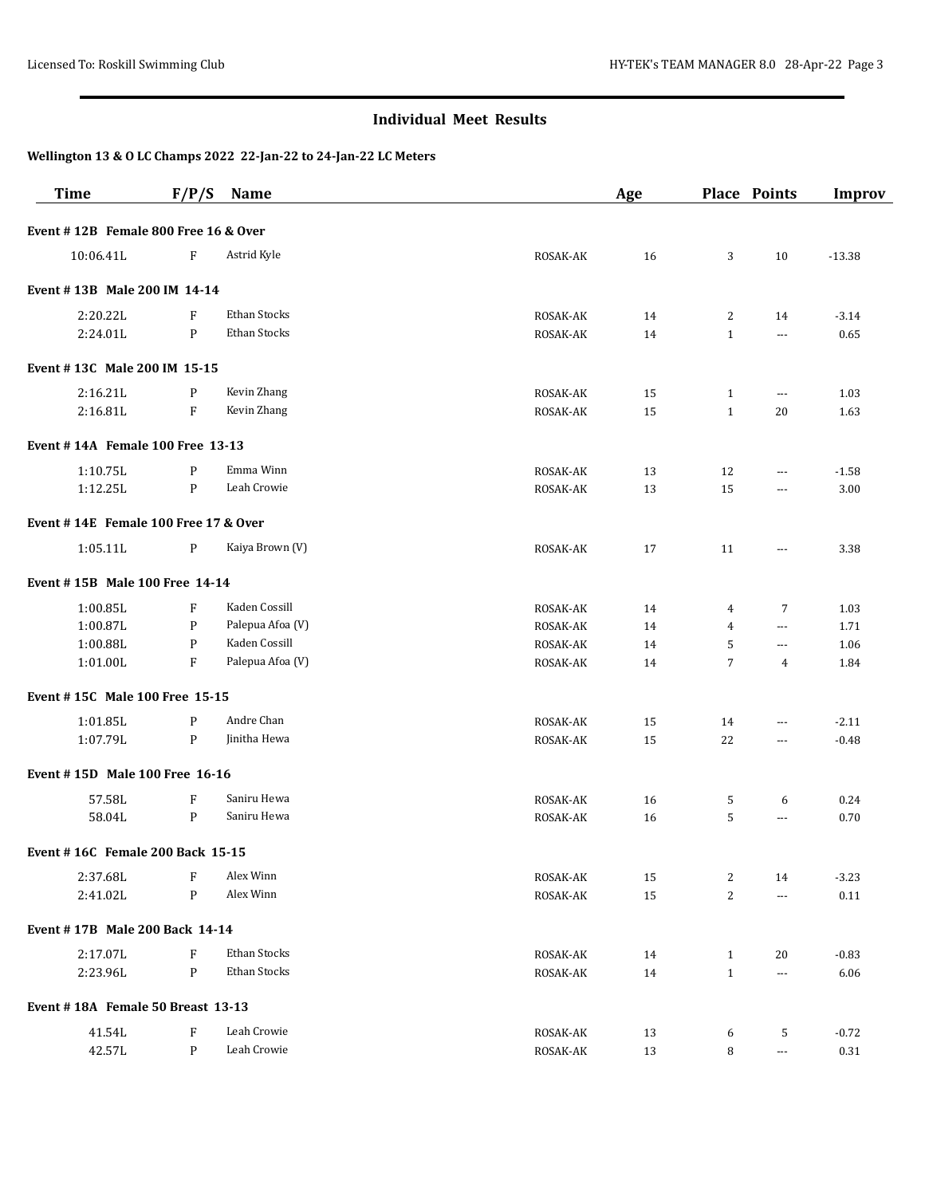## Individual Meet Results

### Wellington 13 & O LC Champs 2022 22-Jan-22 to 24-Jan-22 LC Meters

| Time | F/P/S | Name | | Age | Place | Points | Improv |
|---|---|---|---|---|---|---|---|
| **Event # 12B Female 800 Free 16 & Over** | | | | | | | |
| 10:06.41L | F | Astrid Kyle | ROSAK-AK | 16 | 3 | 10 | -13.38 |
| **Event # 13B Male 200 IM 14-14** | | | | | | | |
| 2:20.22L | F | Ethan Stocks | ROSAK-AK | 14 | 2 | 14 | -3.14 |
| 2:24.01L | P | Ethan Stocks | ROSAK-AK | 14 | 1 | --- | 0.65 |
| **Event # 13C Male 200 IM 15-15** | | | | | | | |
| 2:16.21L | P | Kevin Zhang | ROSAK-AK | 15 | 1 | --- | 1.03 |
| 2:16.81L | F | Kevin Zhang | ROSAK-AK | 15 | 1 | 20 | 1.63 |
| **Event # 14A Female 100 Free 13-13** | | | | | | | |
| 1:10.75L | P | Emma Winn | ROSAK-AK | 13 | 12 | --- | -1.58 |
| 1:12.25L | P | Leah Crowie | ROSAK-AK | 13 | 15 | --- | 3.00 |
| **Event # 14E Female 100 Free 17 & Over** | | | | | | | |
| 1:05.11L | P | Kaiya Brown (V) | ROSAK-AK | 17 | 11 | --- | 3.38 |
| **Event # 15B Male 100 Free 14-14** | | | | | | | |
| 1:00.85L | F | Kaden Cossill | ROSAK-AK | 14 | 4 | 7 | 1.03 |
| 1:00.87L | P | Palepua Afoa (V) | ROSAK-AK | 14 | 4 | --- | 1.71 |
| 1:00.88L | P | Kaden Cossill | ROSAK-AK | 14 | 5 | --- | 1.06 |
| 1:01.00L | F | Palepua Afoa (V) | ROSAK-AK | 14 | 7 | 4 | 1.84 |
| **Event # 15C Male 100 Free 15-15** | | | | | | | |
| 1:01.85L | P | Andre Chan | ROSAK-AK | 15 | 14 | --- | -2.11 |
| 1:07.79L | P | Jinitha Hewa | ROSAK-AK | 15 | 22 | --- | -0.48 |
| **Event # 15D Male 100 Free 16-16** | | | | | | | |
| 57.58L | F | Saniru Hewa | ROSAK-AK | 16 | 5 | 6 | 0.24 |
| 58.04L | P | Saniru Hewa | ROSAK-AK | 16 | 5 | --- | 0.70 |
| **Event # 16C Female 200 Back 15-15** | | | | | | | |
| 2:37.68L | F | Alex Winn | ROSAK-AK | 15 | 2 | 14 | -3.23 |
| 2:41.02L | P | Alex Winn | ROSAK-AK | 15 | 2 | --- | 0.11 |
| **Event # 17B Male 200 Back 14-14** | | | | | | | |
| 2:17.07L | F | Ethan Stocks | ROSAK-AK | 14 | 1 | 20 | -0.83 |
| 2:23.96L | P | Ethan Stocks | ROSAK-AK | 14 | 1 | --- | 6.06 |
| **Event # 18A Female 50 Breast 13-13** | | | | | | | |
| 41.54L | F | Leah Crowie | ROSAK-AK | 13 | 6 | 5 | -0.72 |
| 42.57L | P | Leah Crowie | ROSAK-AK | 13 | 8 | --- | 0.31 |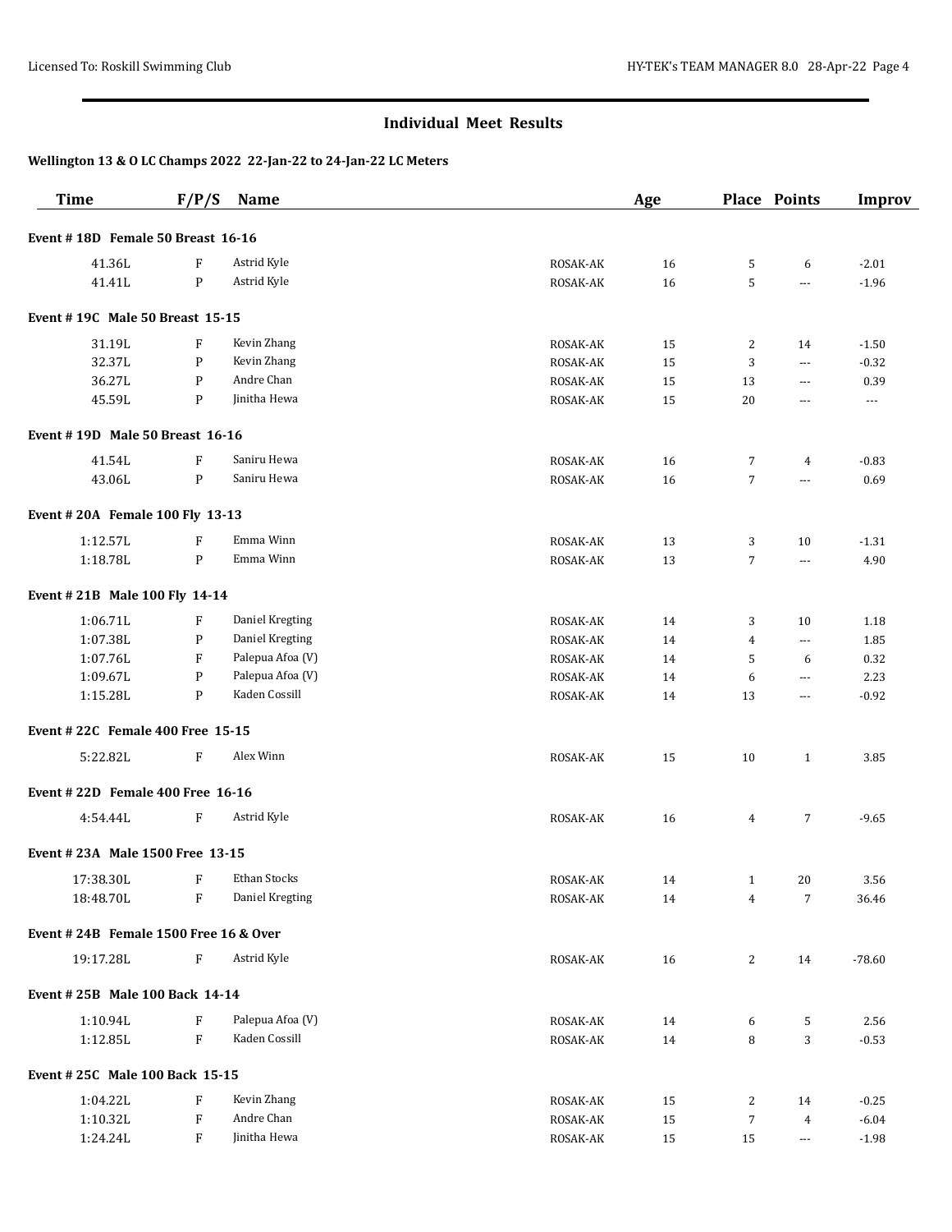## Individual Meet Results

**Wellington 13 & O LC Champs 2022 22-Jan-22 to 24-Jan-22 LC Meters**

| Time | F/P/S | Name | | Age | Place | Points | Improv |
|---|---|---|---|---|---|---|---|
| **Event # 18D Female 50 Breast 16-16** | | | | | | | |
| 41.36L | F | Astrid Kyle | ROSAK-AK | 16 | 5 | 6 | -2.01 |
| 41.41L | P | Astrid Kyle | ROSAK-AK | 16 | 5 | --- | -1.96 |
| **Event # 19C Male 50 Breast 15-15** | | | | | | | |
| 31.19L | F | Kevin Zhang | ROSAK-AK | 15 | 2 | 14 | -1.50 |
| 32.37L | P | Kevin Zhang | ROSAK-AK | 15 | 3 | --- | -0.32 |
| 36.27L | P | Andre Chan | ROSAK-AK | 15 | 13 | --- | 0.39 |
| 45.59L | P | Jinitha Hewa | ROSAK-AK | 15 | 20 | --- | --- |
| **Event # 19D Male 50 Breast 16-16** | | | | | | | |
| 41.54L | F | Saniru Hewa | ROSAK-AK | 16 | 7 | 4 | -0.83 |
| 43.06L | P | Saniru Hewa | ROSAK-AK | 16 | 7 | --- | 0.69 |
| **Event # 20A Female 100 Fly 13-13** | | | | | | | |
| 1:12.57L | F | Emma Winn | ROSAK-AK | 13 | 3 | 10 | -1.31 |
| 1:18.78L | P | Emma Winn | ROSAK-AK | 13 | 7 | --- | 4.90 |
| **Event # 21B Male 100 Fly 14-14** | | | | | | | |
| 1:06.71L | F | Daniel Kregting | ROSAK-AK | 14 | 3 | 10 | 1.18 |
| 1:07.38L | P | Daniel Kregting | ROSAK-AK | 14 | 4 | --- | 1.85 |
| 1:07.76L | F | Palepua Afoa (V) | ROSAK-AK | 14 | 5 | 6 | 0.32 |
| 1:09.67L | P | Palepua Afoa (V) | ROSAK-AK | 14 | 6 | --- | 2.23 |
| 1:15.28L | P | Kaden Cossill | ROSAK-AK | 14 | 13 | --- | -0.92 |
| **Event # 22C Female 400 Free 15-15** | | | | | | | |
| 5:22.82L | F | Alex Winn | ROSAK-AK | 15 | 10 | 1 | 3.85 |
| **Event # 22D Female 400 Free 16-16** | | | | | | | |
| 4:54.44L | F | Astrid Kyle | ROSAK-AK | 16 | 4 | 7 | -9.65 |
| **Event # 23A Male 1500 Free 13-15** | | | | | | | |
| 17:38.30L | F | Ethan Stocks | ROSAK-AK | 14 | 1 | 20 | 3.56 |
| 18:48.70L | F | Daniel Kregting | ROSAK-AK | 14 | 4 | 7 | 36.46 |
| **Event # 24B Female 1500 Free 16 & Over** | | | | | | | |
| 19:17.28L | F | Astrid Kyle | ROSAK-AK | 16 | 2 | 14 | -78.60 |
| **Event # 25B Male 100 Back 14-14** | | | | | | | |
| 1:10.94L | F | Palepua Afoa (V) | ROSAK-AK | 14 | 6 | 5 | 2.56 |
| 1:12.85L | F | Kaden Cossill | ROSAK-AK | 14 | 8 | 3 | -0.53 |
| **Event # 25C Male 100 Back 15-15** | | | | | | | |
| 1:04.22L | F | Kevin Zhang | ROSAK-AK | 15 | 2 | 14 | -0.25 |
| 1:10.32L | F | Andre Chan | ROSAK-AK | 15 | 7 | 4 | -6.04 |
| 1:24.24L | F | Jinitha Hewa | ROSAK-AK | 15 | 15 | --- | -1.98 |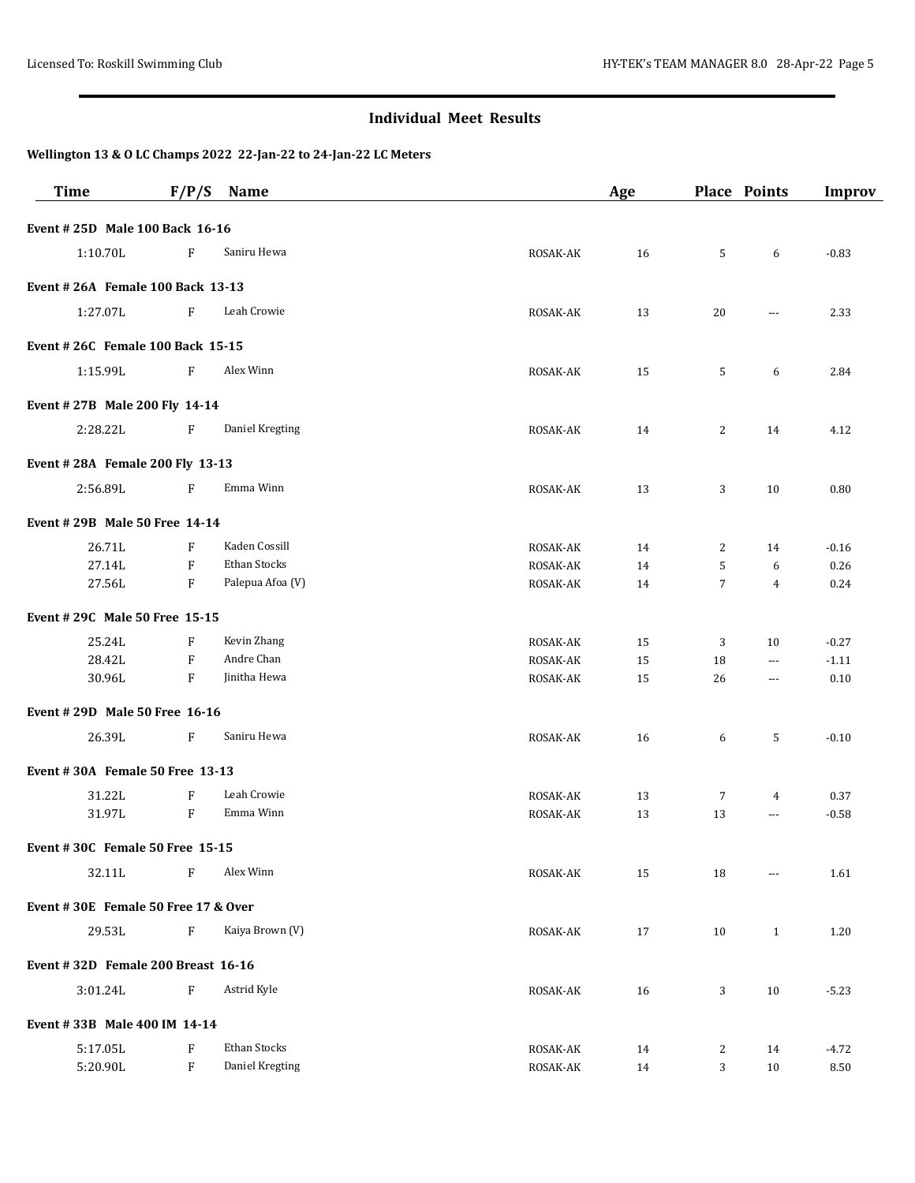## Individual Meet Results

### Wellington 13 & O LC Champs 2022 22-Jan-22 to 24-Jan-22 LC Meters

| Time | F/P/S | Name | | Age | Place | Points | Improv |
|---|---|---|---|---|---|---|---|
| **Event # 25D Male 100 Back 16-16** | | | | | | | |
| 1:10.70L | F | Saniru Hewa | ROSAK-AK | 16 | 5 | 6 | -0.83 |
| **Event # 26A Female 100 Back 13-13** | | | | | | | |
| 1:27.07L | F | Leah Crowie | ROSAK-AK | 13 | 20 | --- | 2.33 |
| **Event # 26C Female 100 Back 15-15** | | | | | | | |
| 1:15.99L | F | Alex Winn | ROSAK-AK | 15 | 5 | 6 | 2.84 |
| **Event # 27B Male 200 Fly 14-14** | | | | | | | |
| 2:28.22L | F | Daniel Kregting | ROSAK-AK | 14 | 2 | 14 | 4.12 |
| **Event # 28A Female 200 Fly 13-13** | | | | | | | |
| 2:56.89L | F | Emma Winn | ROSAK-AK | 13 | 3 | 10 | 0.80 |
| **Event # 29B Male 50 Free 14-14** | | | | | | | |
| 26.71L | F | Kaden Cossill | ROSAK-AK | 14 | 2 | 14 | -0.16 |
| 27.14L | F | Ethan Stocks | ROSAK-AK | 14 | 5 | 6 | 0.26 |
| 27.56L | F | Palepua Afoa (V) | ROSAK-AK | 14 | 7 | 4 | 0.24 |
| **Event # 29C Male 50 Free 15-15** | | | | | | | |
| 25.24L | F | Kevin Zhang | ROSAK-AK | 15 | 3 | 10 | -0.27 |
| 28.42L | F | Andre Chan | ROSAK-AK | 15 | 18 | --- | -1.11 |
| 30.96L | F | Jinitha Hewa | ROSAK-AK | 15 | 26 | --- | 0.10 |
| **Event # 29D Male 50 Free 16-16** | | | | | | | |
| 26.39L | F | Saniru Hewa | ROSAK-AK | 16 | 6 | 5 | -0.10 |
| **Event # 30A Female 50 Free 13-13** | | | | | | | |
| 31.22L | F | Leah Crowie | ROSAK-AK | 13 | 7 | 4 | 0.37 |
| 31.97L | F | Emma Winn | ROSAK-AK | 13 | 13 | --- | -0.58 |
| **Event # 30C Female 50 Free 15-15** | | | | | | | |
| 32.11L | F | Alex Winn | ROSAK-AK | 15 | 18 | --- | 1.61 |
| **Event # 30E Female 50 Free 17 & Over** | | | | | | | |
| 29.53L | F | Kaiya Brown (V) | ROSAK-AK | 17 | 10 | 1 | 1.20 |
| **Event # 32D Female 200 Breast 16-16** | | | | | | | |
| 3:01.24L | F | Astrid Kyle | ROSAK-AK | 16 | 3 | 10 | -5.23 |
| **Event # 33B Male 400 IM 14-14** | | | | | | | |
| 5:17.05L | F | Ethan Stocks | ROSAK-AK | 14 | 2 | 14 | -4.72 |
| 5:20.90L | F | Daniel Kregting | ROSAK-AK | 14 | 3 | 10 | 8.50 |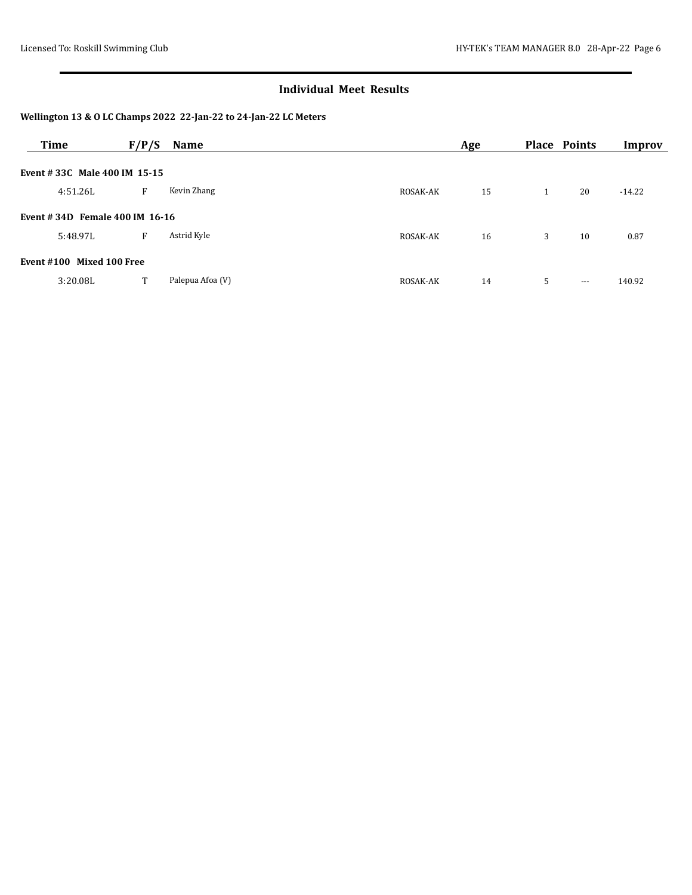## Individual Meet Results

**Wellington 13 & O LC Champs 2022 22-Jan-22 to 24-Jan-22 LC Meters**

| Time | F/P/S | Name | | Age | Place | Points | Improv |
|---|---|---|---|---|---|---|---|
| **Event # 33C Male 400 IM 15-15** | | | | | | | |
| 4:51.26L | F | Kevin Zhang | ROSAK-AK | 15 | 1 | 20 | -14.22 |
| **Event # 34D Female 400 IM 16-16** | | | | | | | |
| 5:48.97L | F | Astrid Kyle | ROSAK-AK | 16 | 3 | 10 | 0.87 |
| **Event #100 Mixed 100 Free** | | | | | | | |
| 3:20.08L | T | Palepua Afoa (V) | ROSAK-AK | 14 | 5 | --- | 140.92 |